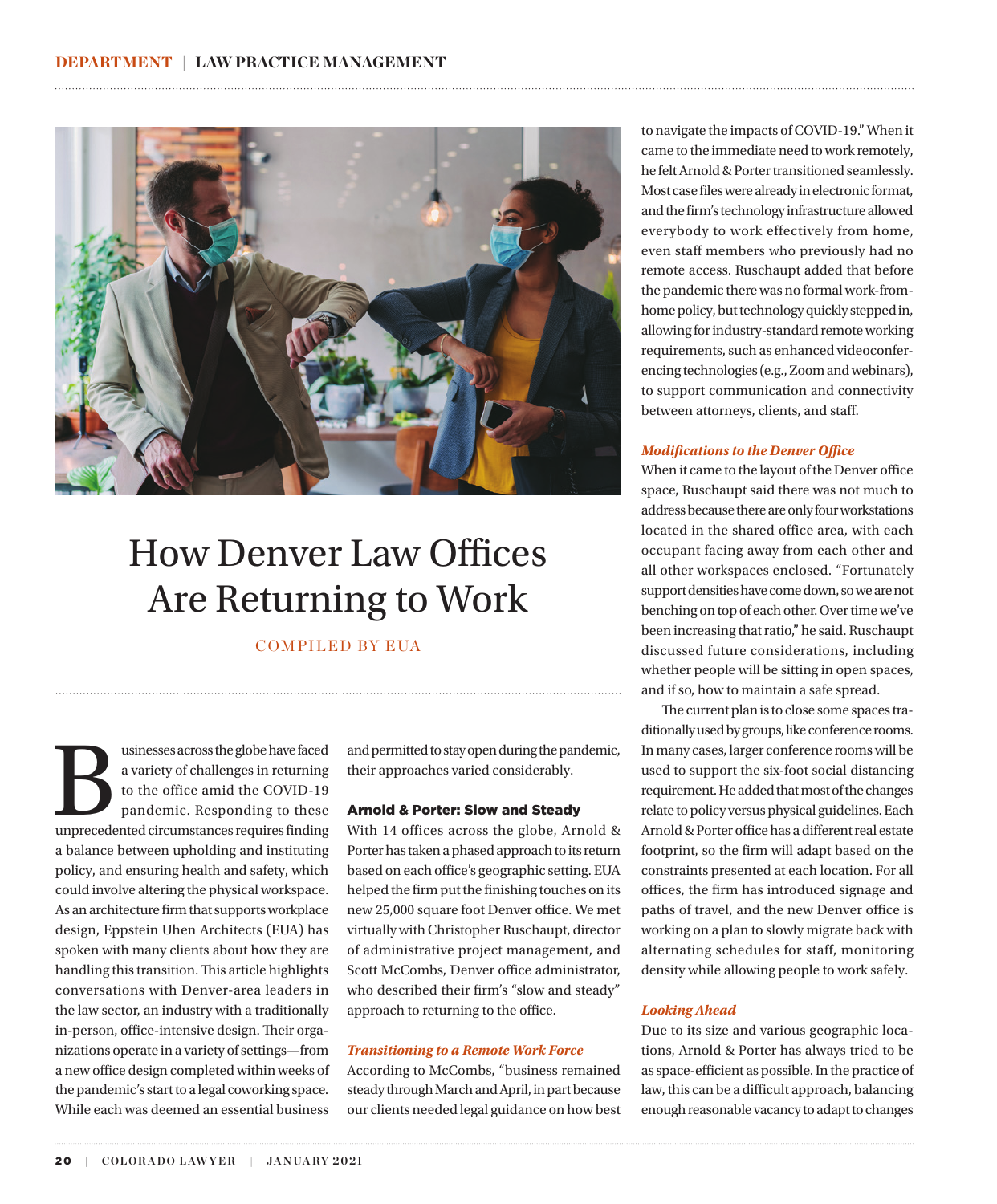# How Denver Law Offices Are Returning to Work

COMPILED BY EUA

Businesses across the globe have faced a variety of challenges in returning to the office amid the COVID-19 pandemic. Responding to these unprecedented circumstances requires finding a balance between upholding and instituting policy, and ensuring health and safety, which could involve altering the physical workspace. As an architecture firm that supports workplace design, Eppstein Uhen Architects (EUA) has spoken with many clients about how they are handling this transition. This article highlights conversations with Denver-area leaders in the law sector, an industry with a traditionally in-person, office-intensive design. Their organizations operate in a variety of settings—from a new office design completed within weeks of the pandemic's start to a legal coworking space. While each was deemed an essential business and permitted to stay open during the pandemic, their approaches varied considerably.

## Arnold & Porter: Slow and Steady

With 14 offices across the globe, Arnold & Porter has taken a phased approach to its return based on each office's geographic setting. EUA helped the firm put the finishing touches on its new 25,000 square foot Denver office. We met virtually with Christopher Ruschaupt, director of administrative project management, and Scott McCombs, Denver office administrator, who described their firm's "slow and steady" approach to returning to the office.

### *Transitioning to a Remote Work Force*

According to McCombs, "business remained steady through March and April, in part because our clients needed legal guidance on how best to navigate the impacts of COVID-19." When it came to the immediate need to work remotely, he felt Arnold & Porter transitioned seamlessly. Most case files were already in electronic format, and the firm's technology infrastructure allowed everybody to work effectively from home, even staff members who previously had no remote access. Ruschaupt added that before the pandemic there was no formal work-from-home policy, but technology quickly stepped in, allowing for industry-standard remote working requirements, such as enhanced videoconferencing technologies (e.g., Zoom and webinars), to support communication and connectivity between attorneys, clients, and staff.

### *Modifications to the Denver Office*

When it came to the layout of the Denver office space, Ruschaupt said there was not much to address because there are only four workstations located in the shared office area, with each occupant facing away from each other and all other workspaces enclosed. "Fortunately support densities have come down, so we are not benching on top of each other. Over time we've been increasing that ratio," he said. Ruschaupt discussed future considerations, including whether people will be sitting in open spaces, and if so, how to maintain a safe spread.

The current plan is to close some spaces traditionally used by groups, like conference rooms. In many cases, larger conference rooms will be used to support the six-foot social distancing requirement. He added that most of the changes relate to policy versus physical guidelines. Each Arnold & Porter office has a different real estate footprint, so the firm will adapt based on the constraints presented at each location. For all offices, the firm has introduced signage and paths of travel, and the new Denver office is working on a plan to slowly migrate back with alternating schedules for staff, monitoring density while allowing people to work safely.

### *Looking Ahead*

Due to its size and various geographic locations, Arnold & Porter has always tried to be as space-efficient as possible. In the practice of law, this can be a difficult approach, balancing enough reasonable vacancy to adapt to changes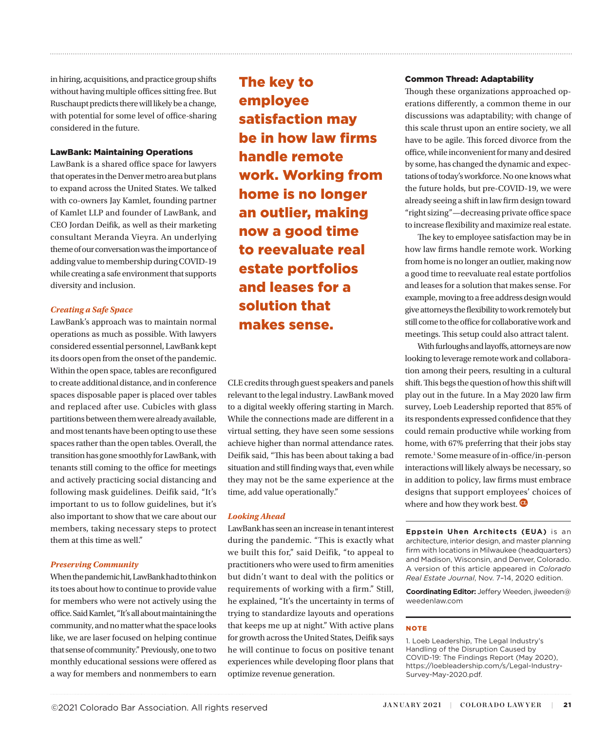in hiring, acquisitions, and practice group shifts without having multiple offices sitting free. But Ruschaupt predicts there will likely be a change, with potential for some level of office-sharing considered in the future.

### LawBank: Maintaining Operations

LawBank is a shared office space for lawyers that operates in the Denver metro area but plans to expand across the United States. We talked with co-owners Jay Kamlet, founding partner of Kamlet LLP and founder of LawBank, and CEO Jordan Deifik, as well as their marketing consultant Meranda Vieyra. An underlying theme of our conversation was the importance of adding value to membership during COVID-19 while creating a safe environment that supports diversity and inclusion.

#### *Creating a Safe Space*

LawBank's approach was to maintain normal operations as much as possible. With lawyers considered essential personnel, LawBank kept its doors open from the onset of the pandemic. Within the open space, tables are reconfigured to create additional distance, and in conference spaces disposable paper is placed over tables and replaced after use. Cubicles with glass partitions between them were already available, and most tenants have been opting to use these spaces rather than the open tables. Overall, the transition has gone smoothly for LawBank, with tenants still coming to the office for meetings and actively practicing social distancing and following mask guidelines. Deifik said, "It's important to us to follow guidelines, but it's also important to show that we care about our members, taking necessary steps to protect them at this time as well."

#### *Preserving Community*

When the pandemic hit, LawBank had to think on its toes about how to continue to provide value for members who were not actively using the office. Said Kamlet, "It's all about maintaining the community, and no matter what the space looks like, we are laser focused on helping continue that sense of community." Previously, one to two monthly educational sessions were offered as a way for members and nonmembers to earn CLE credits through guest speakers and panels relevant to the legal industry. LawBank moved to a digital weekly offering starting in March. While the connections made are different in a virtual setting, they have seen some sessions achieve higher than normal attendance rates. Deifik said, "This has been about taking a bad situation and still finding ways that, even while they may not be the same experience at the time, add value operationally."

**The key to employee satisfaction may be in how law firms handle remote work. Working from home is no longer an outlier, making now a good time to reevaluate real estate portfolios and leases for a solution that makes sense.**

#### *Looking Ahead*

LawBank has seen an increase in tenant interest during the pandemic. "This is exactly what we built this for," said Deifik, "to appeal to practitioners who were used to firm amenities but didn't want to deal with the politics or requirements of working with a firm." Still, he explained, "It's the uncertainty in terms of trying to standardize layouts and operations that keeps me up at night." With active plans for growth across the United States, Deifik says he will continue to focus on positive tenant experiences while developing floor plans that optimize revenue generation.

### Common Thread: Adaptability

Though these organizations approached operations differently, a common theme in our discussions was adaptability; with change of this scale thrust upon an entire society, we all have to be agile. This forced divorce from the office, while inconvenient for many and desired by some, has changed the dynamic and expectations of today's workforce. No one knows what the future holds, but pre-COVID-19, we were already seeing a shift in law firm design toward "right sizing"—decreasing private office space to increase flexibility and maximize real estate.

The key to employee satisfaction may be in how law firms handle remote work. Working from home is no longer an outlier, making now a good time to reevaluate real estate portfolios and leases for a solution that makes sense. For example, moving to a free address design would give attorneys the flexibility to work remotely but still come to the office for collaborative work and meetings. This setup could also attract talent.

With furloughs and layoffs, attorneys are now looking to leverage remote work and collaboration among their peers, resulting in a cultural shift. This begs the question of how this shift will play out in the future. In a May 2020 law firm survey, Loeb Leadership reported that 85% of its respondents expressed confidence that they could remain productive while working from home, with 67% preferring that their jobs stay remote.[1] Some measure of in-office/in-person interactions will likely always be necessary, so in addition to policy, law firms must embrace designs that support employees' choices of where and how they work best.

---

**Eppstein Uhen Architects (EUA)** is an architecture, interior design, and master planning firm with locations in Milwaukee (headquarters) and Madison, Wisconsin, and Denver, Colorado. A version of this article appeared in *Colorado Real Estate Journal*, Nov. 7–14, 2020 edition.

**Coordinating Editor:** Jeffery Weeden, jlweeden@weedenlaw.com

---

#### NOTE

1. Loeb Leadership, The Legal Industry's Handling of the Disruption Caused by COVID-19: The Findings Report (May 2020), https://loebleadership.com/s/Legal-Industry-Survey-May-2020.pdf.

©2021 Colorado Bar Association. All rights reserved